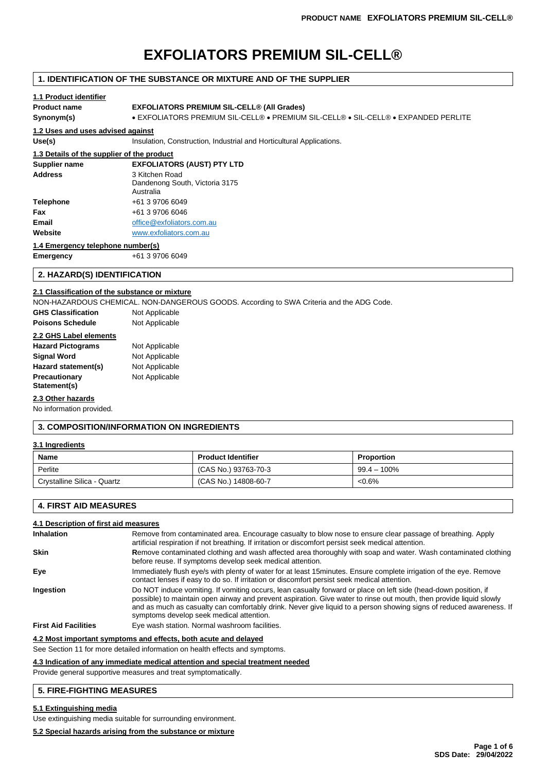# EXFOLIATORS PREMIUM SIL-CELL®

## 1. IDENTIFICATION OF THE SUBSTANCE OR MIXTURE AND OF THE SUPPLIER

### 1.1 Product identifier

| | |
|---|---|
| **Product name** | **EXFOLIATORS PREMIUM SIL-CELL® (All Grades)** |
| **Synonym(s)** | • EXFOLIATORS PREMIUM SIL-CELL® • PREMIUM SIL-CELL® • SIL-CELL® • EXPANDED PERLITE |

### 1.2 Uses and uses advised against

| | |
|---|---|
| **Use(s)** | Insulation, Construction, Industrial and Horticultural Applications. |

### 1.3 Details of the supplier of the product

| | |
|---|---|
| **Supplier name** | **EXFOLIATORS (AUST) PTY LTD** |
| **Address** | 3 Kitchen Road<br>Dandenong South, Victoria 3175<br>Australia |
| **Telephone** | +61 3 9706 6049 |
| **Fax** | +61 3 9706 6046 |
| **Email** | office@exfoliators.com.au |
| **Website** | www.exfoliators.com.au |

### 1.4 Emergency telephone number(s)

| | |
|---|---|
| **Emergency** | +61 3 9706 6049 |

## 2. HAZARD(S) IDENTIFICATION

### 2.1 Classification of the substance or mixture

NON-HAZARDOUS CHEMICAL. NON-DANGEROUS GOODS. According to SWA Criteria and the ADG Code.

| | |
|---|---|
| **GHS Classification** | Not Applicable |
| **Poisons Schedule** | Not Applicable |

### 2.2 GHS Label elements

| | |
|---|---|
| **Hazard Pictograms** | Not Applicable |
| **Signal Word** | Not Applicable |
| **Hazard statement(s)** | Not Applicable |
| **Precautionary Statement(s)** | Not Applicable |

### 2.3 Other hazards

No information provided.

## 3. COMPOSITION/INFORMATION ON INGREDIENTS

### 3.1 Ingredients

| Name | Product Identifier | Proportion |
|---|---|---|
| Perlite | (CAS No.) 93763-70-3 | 99.4 – 100% |
| Crystalline Silica - Quartz | (CAS No.) 14808-60-7 | <0.6% |

## 4. FIRST AID MEASURES

### 4.1 Description of first aid measures

| | |
|---|---|
| **Inhalation** | Remove from contaminated area. Encourage casualty to blow nose to ensure clear passage of breathing. Apply artificial respiration if not breathing. If irritation or discomfort persist seek medical attention. |
| **Skin** | Remove contaminated clothing and wash affected area thoroughly with soap and water. Wash contaminated clothing before reuse. If symptoms develop seek medical attention. |
| **Eye** | Immediately flush eye/s with plenty of water for at least 15minutes. Ensure complete irrigation of the eye. Remove contact lenses if easy to do so. If irritation or discomfort persist seek medical attention. |
| **Ingestion** | Do NOT induce vomiting. If vomiting occurs, lean casualty forward or place on left side (head-down position, if possible) to maintain open airway and prevent aspiration. Give water to rinse out mouth, then provide liquid slowly and as much as casualty can comfortably drink. Never give liquid to a person showing signs of reduced awareness. If symptoms develop seek medical attention. |
| **First Aid Facilities** | Eye wash station. Normal washroom facilities. |

### 4.2 Most important symptoms and effects, both acute and delayed

See Section 11 for more detailed information on health effects and symptoms.

### 4.3 Indication of any immediate medical attention and special treatment needed

Provide general supportive measures and treat symptomatically.

## 5. FIRE-FIGHTING MEASURES

### 5.1 Extinguishing media

Use extinguishing media suitable for surrounding environment.

### 5.2 Special hazards arising from the substance or mixture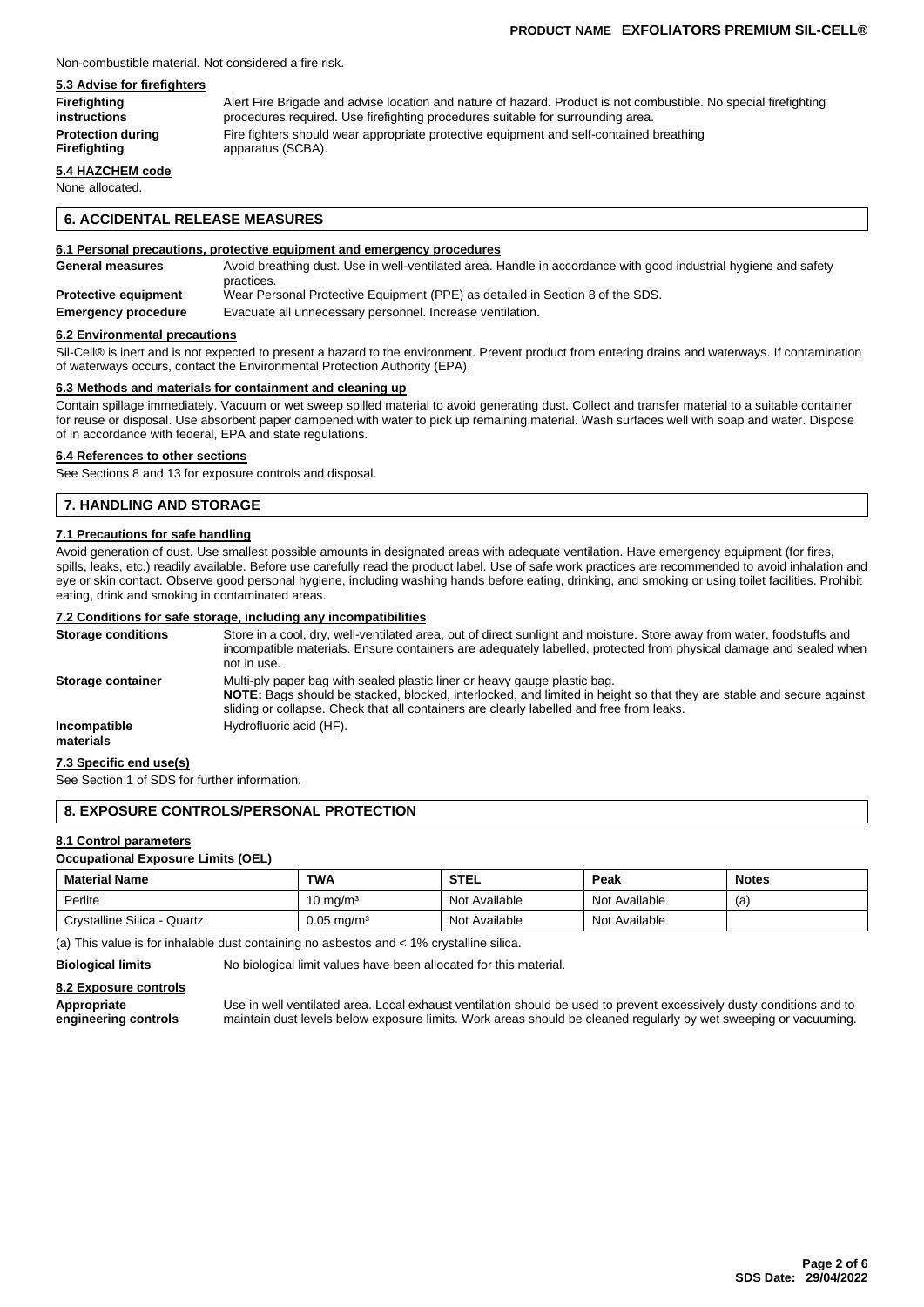Non-combustible material. Not considered a fire risk.

### 5.3 Advise for firefighters

**Firefighting instructions** Alert Fire Brigade and advise location and nature of hazard. Product is not combustible. No special firefighting procedures required. Use firefighting procedures suitable for surrounding area.

**Protection during Firefighting** Fire fighters should wear appropriate protective equipment and self-contained breathing apparatus (SCBA).

### 5.4 HAZCHEM code

None allocated.

## 6. ACCIDENTAL RELEASE MEASURES

### 6.1 Personal precautions, protective equipment and emergency procedures

**General measures** Avoid breathing dust. Use in well-ventilated area. Handle in accordance with good industrial hygiene and safety practices.

**Protective equipment** Wear Personal Protective Equipment (PPE) as detailed in Section 8 of the SDS.

**Emergency procedure** Evacuate all unnecessary personnel. Increase ventilation.

### 6.2 Environmental precautions

Sil-Cell® is inert and is not expected to present a hazard to the environment. Prevent product from entering drains and waterways. If contamination of waterways occurs, contact the Environmental Protection Authority (EPA).

### 6.3 Methods and materials for containment and cleaning up

Contain spillage immediately. Vacuum or wet sweep spilled material to avoid generating dust. Collect and transfer material to a suitable container for reuse or disposal. Use absorbent paper dampened with water to pick up remaining material. Wash surfaces well with soap and water. Dispose of in accordance with federal, EPA and state regulations.

### 6.4 References to other sections

See Sections 8 and 13 for exposure controls and disposal.

## 7. HANDLING AND STORAGE

### 7.1 Precautions for safe handling

Avoid generation of dust. Use smallest possible amounts in designated areas with adequate ventilation. Have emergency equipment (for fires, spills, leaks, etc.) readily available. Before use carefully read the product label. Use of safe work practices are recommended to avoid inhalation and eye or skin contact. Observe good personal hygiene, including washing hands before eating, drinking, and smoking or using toilet facilities. Prohibit eating, drink and smoking in contaminated areas.

### 7.2 Conditions for safe storage, including any incompatibilities

**Storage conditions** Store in a cool, dry, well-ventilated area, out of direct sunlight and moisture. Store away from water, foodstuffs and incompatible materials. Ensure containers are adequately labelled, protected from physical damage and sealed when not in use.

**Storage container** Multi-ply paper bag with sealed plastic liner or heavy gauge plastic bag.
**NOTE:** Bags should be stacked, blocked, interlocked, and limited in height so that they are stable and secure against sliding or collapse. Check that all containers are clearly labelled and free from leaks.

**Incompatible materials** Hydrofluoric acid (HF).

### 7.3 Specific end use(s)

See Section 1 of SDS for further information.

## 8. EXPOSURE CONTROLS/PERSONAL PROTECTION

### 8.1 Control parameters

**Occupational Exposure Limits (OEL)**

| Material Name | TWA | STEL | Peak | Notes |
|---|---|---|---|---|
| Perlite | 10 mg/m³ | Not Available | Not Available | (a) |
| Crystalline Silica - Quartz | 0.05 mg/m³ | Not Available | Not Available | |

(a) This value is for inhalable dust containing no asbestos and < 1% crystalline silica.

**Biological limits** No biological limit values have been allocated for this material.

### 8.2 Exposure controls

**Appropriate engineering controls** Use in well ventilated area. Local exhaust ventilation should be used to prevent excessively dusty conditions and to maintain dust levels below exposure limits. Work areas should be cleaned regularly by wet sweeping or vacuuming.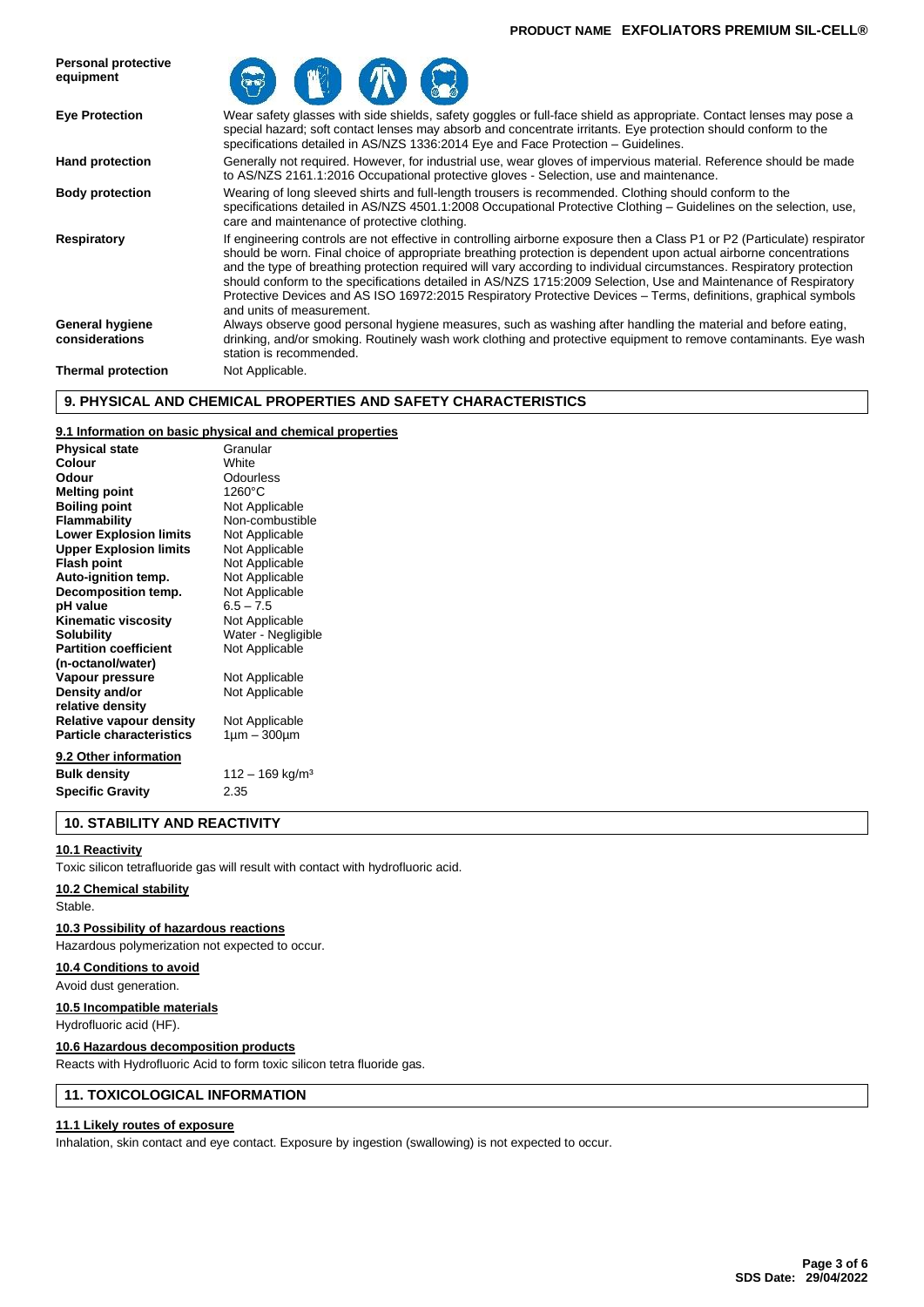| Personal protective equipment | |
|---|---|
| **Eye Protection** | Wear safety glasses with side shields, safety goggles or full-face shield as appropriate. Contact lenses may pose a special hazard; soft contact lenses may absorb and concentrate irritants. Eye protection should conform to the specifications detailed in AS/NZS 1336:2014 Eye and Face Protection – Guidelines. |
| **Hand protection** | Generally not required. However, for industrial use, wear gloves of impervious material. Reference should be made to AS/NZS 2161.1:2016 Occupational protective gloves - Selection, use and maintenance. |
| **Body protection** | Wearing of long sleeved shirts and full-length trousers is recommended. Clothing should conform to the specifications detailed in AS/NZS 4501.1:2008 Occupational Protective Clothing – Guidelines on the selection, use, care and maintenance of protective clothing. |
| **Respiratory** | If engineering controls are not effective in controlling airborne exposure then a Class P1 or P2 (Particulate) respirator should be worn. Final choice of appropriate breathing protection is dependent upon actual airborne concentrations and the type of breathing protection required will vary according to individual circumstances. Respiratory protection should conform to the specifications detailed in AS/NZS 1715:2009 Selection, Use and Maintenance of Respiratory Protective Devices and AS ISO 16972:2015 Respiratory Protective Devices – Terms, definitions, graphical symbols and units of measurement. |
| **General hygiene considerations** | Always observe good personal hygiene measures, such as washing after handling the material and before eating, drinking, and/or smoking. Routinely wash work clothing and protective equipment to remove contaminants. Eye wash station is recommended. |
| **Thermal protection** | Not Applicable. |

## 9. PHYSICAL AND CHEMICAL PROPERTIES AND SAFETY CHARACTERISTICS

### 9.1 Information on basic physical and chemical properties

| Property | Value |
|---|---|
| **Physical state** | Granular |
| **Colour** | White |
| **Odour** | Odourless |
| **Melting point** | 1260°C |
| **Boiling point** | Not Applicable |
| **Flammability** | Non-combustible |
| **Lower Explosion limits** | Not Applicable |
| **Upper Explosion limits** | Not Applicable |
| **Flash point** | Not Applicable |
| **Auto-ignition temp.** | Not Applicable |
| **Decomposition temp.** | Not Applicable |
| **pH value** | 6.5 – 7.5 |
| **Kinematic viscosity** | Not Applicable |
| **Solubility** | Water - Negligible |
| **Partition coefficient (n-octanol/water)** | Not Applicable |
| **Vapour pressure** | Not Applicable |
| **Density and/or relative density** | Not Applicable |
| **Relative vapour density** | Not Applicable |
| **Particle characteristics** | 1µm – 300µm |

### 9.2 Other information

| Property | Value |
|---|---|
| **Bulk density** | 112 – 169 kg/m³ |
| **Specific Gravity** | 2.35 |

## 10. STABILITY AND REACTIVITY

### 10.1 Reactivity

Toxic silicon tetrafluoride gas will result with contact with hydrofluoric acid.

### 10.2 Chemical stability

Stable.

### 10.3 Possibility of hazardous reactions

Hazardous polymerization not expected to occur.

### 10.4 Conditions to avoid

Avoid dust generation.

### 10.5 Incompatible materials

Hydrofluoric acid (HF).

### 10.6 Hazardous decomposition products

Reacts with Hydrofluoric Acid to form toxic silicon tetra fluoride gas.

## 11. TOXICOLOGICAL INFORMATION

### 11.1 Likely routes of exposure

Inhalation, skin contact and eye contact. Exposure by ingestion (swallowing) is not expected to occur.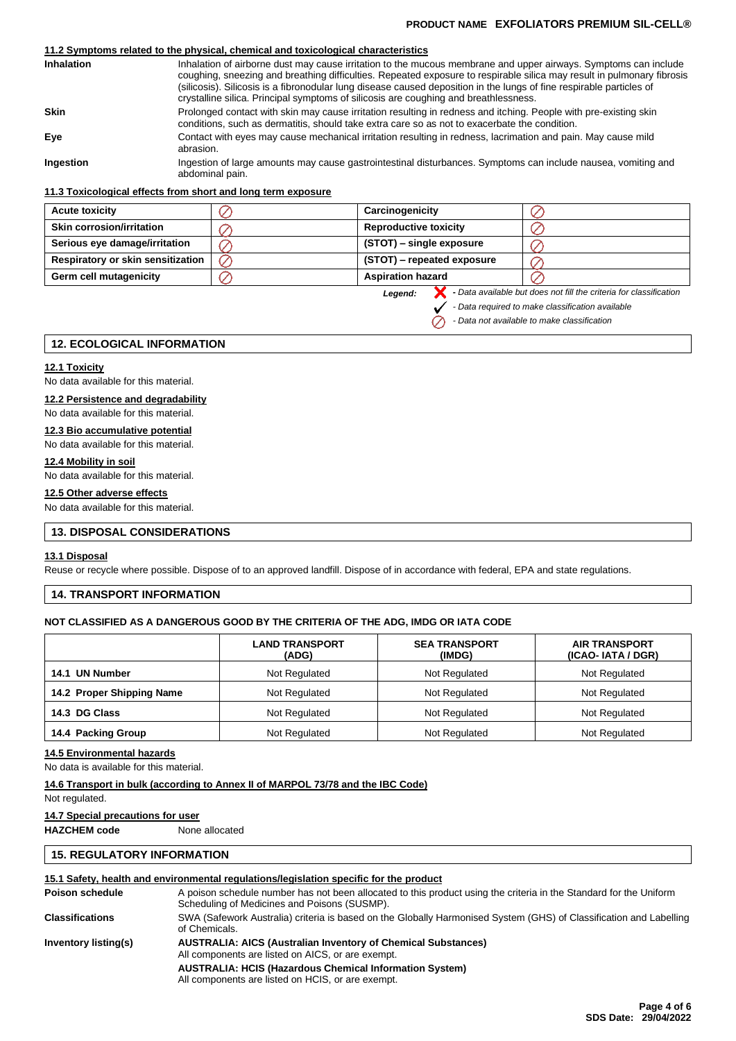### 11.2 Symptoms related to the physical, chemical and toxicological characteristics

**Inhalation** Inhalation of airborne dust may cause irritation to the mucous membrane and upper airways. Symptoms can include coughing, sneezing and breathing difficulties. Repeated exposure to respirable silica may result in pulmonary fibrosis (silicosis). Silicosis is a fibronodular lung disease caused deposition in the lungs of fine respirable particles of crystalline silica. Principal symptoms of silicosis are coughing and breathlessness.

**Skin** Prolonged contact with skin may cause irritation resulting in redness and itching. People with pre-existing skin conditions, such as dermatitis, should take extra care so as not to exacerbate the condition.

**Eye** Contact with eyes may cause mechanical irritation resulting in redness, lacrimation and pain. May cause mild abrasion.

**Ingestion** Ingestion of large amounts may cause gastrointestinal disturbances. Symptoms can include nausea, vomiting and abdominal pain.

### 11.3 Toxicological effects from short and long term exposure

| | | | |
|---|---|---|---|
| **Acute toxicity** | ⊘ | **Carcinogenicity** | ⊘ |
| **Skin corrosion/irritation** | ⊘ | **Reproductive toxicity** | ⊘ |
| **Serious eye damage/irritation** | ⊘ | **(STOT) – single exposure** | ⊘ |
| **Respiratory or skin sensitization** | ⊘ | **(STOT) – repeated exposure** | ⊘ |
| **Germ cell mutagenicity** | ⊘ | **Aspiration hazard** | ⊘ |

*Legend:*
- ✗ *- Data available but does not fill the criteria for classification*
- ✓ *- Data required to make classification available*
- ⊘ *- Data not available to make classification*

## 12. ECOLOGICAL INFORMATION

### 12.1 Toxicity
No data available for this material.

### 12.2 Persistence and degradability
No data available for this material.

### 12.3 Bio accumulative potential
No data available for this material.

### 12.4 Mobility in soil
No data available for this material.

### 12.5 Other adverse effects
No data available for this material.

## 13. DISPOSAL CONSIDERATIONS

### 13.1 Disposal
Reuse or recycle where possible. Dispose of to an approved landfill. Dispose of in accordance with federal, EPA and state regulations.

## 14. TRANSPORT INFORMATION

**NOT CLASSIFIED AS A DANGEROUS GOOD BY THE CRITERIA OF THE ADG, IMDG OR IATA CODE**

| | LAND TRANSPORT (ADG) | SEA TRANSPORT (IMDG) | AIR TRANSPORT (ICAO- IATA / DGR) |
|---|---|---|---|
| **14.1 UN Number** | Not Regulated | Not Regulated | Not Regulated |
| **14.2 Proper Shipping Name** | Not Regulated | Not Regulated | Not Regulated |
| **14.3 DG Class** | Not Regulated | Not Regulated | Not Regulated |
| **14.4 Packing Group** | Not Regulated | Not Regulated | Not Regulated |

### 14.5 Environmental hazards
No data is available for this material.

### 14.6 Transport in bulk (according to Annex II of MARPOL 73/78 and the IBC Code)
Not regulated.

### 14.7 Special precautions for user
**HAZCHEM code** None allocated

## 15. REGULATORY INFORMATION

### 15.1 Safety, health and environmental regulations/legislation specific for the product

**Poison schedule** A poison schedule number has not been allocated to this product using the criteria in the Standard for the Uniform Scheduling of Medicines and Poisons (SUSMP).

**Classifications** SWA (Safework Australia) criteria is based on the Globally Harmonised System (GHS) of Classification and Labelling of Chemicals.

**Inventory listing(s)** **AUSTRALIA: AICS (Australian Inventory of Chemical Substances)**
All components are listed on AICS, or are exempt.
**AUSTRALIA: HCIS (Hazardous Chemical Information System)**
All components are listed on HCIS, or are exempt.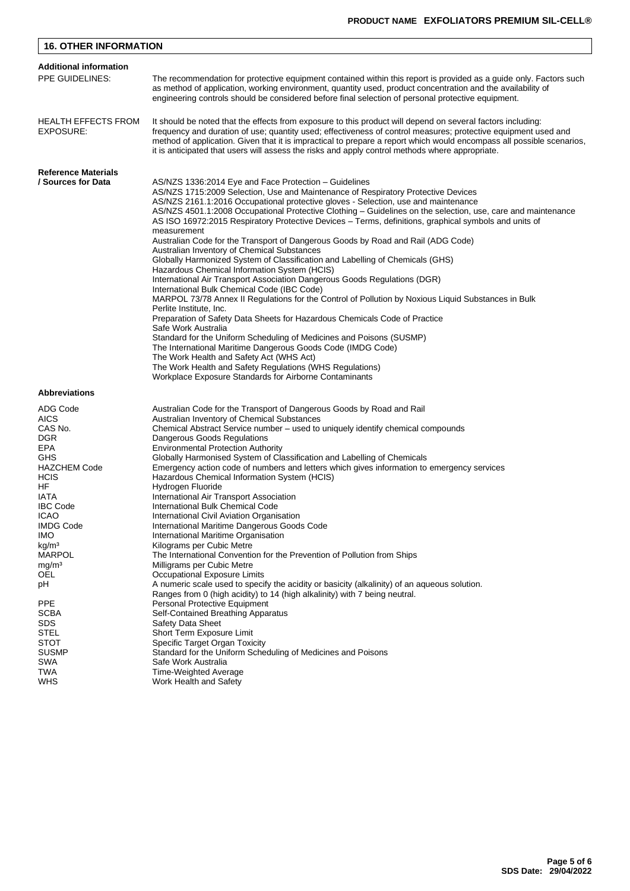## 16. OTHER INFORMATION

### Additional information

**PPE GUIDELINES:** The recommendation for protective equipment contained within this report is provided as a guide only. Factors such as method of application, working environment, quantity used, product concentration and the availability of engineering controls should be considered before final selection of personal protective equipment.

**HEALTH EFFECTS FROM EXPOSURE:** It should be noted that the effects from exposure to this product will depend on several factors including: frequency and duration of use; quantity used; effectiveness of control measures; protective equipment used and method of application. Given that it is impractical to prepare a report which would encompass all possible scenarios, it is anticipated that users will assess the risks and apply control methods where appropriate.

### Reference Materials / Sources for Data

AS/NZS 1336:2014 Eye and Face Protection – Guidelines
AS/NZS 1715:2009 Selection, Use and Maintenance of Respiratory Protective Devices
AS/NZS 2161.1:2016 Occupational protective gloves - Selection, use and maintenance
AS/NZS 4501.1:2008 Occupational Protective Clothing – Guidelines on the selection, use, care and maintenance
AS ISO 16972:2015 Respiratory Protective Devices – Terms, definitions, graphical symbols and units of measurement
Australian Code for the Transport of Dangerous Goods by Road and Rail (ADG Code)
Australian Inventory of Chemical Substances
Globally Harmonized System of Classification and Labelling of Chemicals (GHS)
Hazardous Chemical Information System (HCIS)
International Air Transport Association Dangerous Goods Regulations (DGR)
International Bulk Chemical Code (IBC Code)
MARPOL 73/78 Annex II Regulations for the Control of Pollution by Noxious Liquid Substances in Bulk
Perlite Institute, Inc.
Preparation of Safety Data Sheets for Hazardous Chemicals Code of Practice
Safe Work Australia
Standard for the Uniform Scheduling of Medicines and Poisons (SUSMP)
The International Maritime Dangerous Goods Code (IMDG Code)
The Work Health and Safety Act (WHS Act)
The Work Health and Safety Regulations (WHS Regulations)
Workplace Exposure Standards for Airborne Contaminants

### Abbreviations

| | |
|---|---|
| ADG Code | Australian Code for the Transport of Dangerous Goods by Road and Rail |
| AICS | Australian Inventory of Chemical Substances |
| CAS No. | Chemical Abstract Service number – used to uniquely identify chemical compounds |
| DGR | Dangerous Goods Regulations |
| EPA | Environmental Protection Authority |
| GHS | Globally Harmonised System of Classification and Labelling of Chemicals |
| HAZCHEM Code | Emergency action code of numbers and letters which gives information to emergency services |
| HCIS | Hazardous Chemical Information System (HCIS) |
| HF | Hydrogen Fluoride |
| IATA | International Air Transport Association |
| IBC Code | International Bulk Chemical Code |
| ICAO | International Civil Aviation Organisation |
| IMDG Code | International Maritime Dangerous Goods Code |
| IMO | International Maritime Organisation |
| $kg/m^3$ | Kilograms per Cubic Metre |
| MARPOL | The International Convention for the Prevention of Pollution from Ships |
| $mg/m^3$ | Milligrams per Cubic Metre |
| OEL | Occupational Exposure Limits |
| pH | A numeric scale used to specify the acidity or basicity (alkalinity) of an aqueous solution. Ranges from 0 (high acidity) to 14 (high alkalinity) with 7 being neutral. |
| PPE | Personal Protective Equipment |
| SCBA | Self-Contained Breathing Apparatus |
| SDS | Safety Data Sheet |
| STEL | Short Term Exposure Limit |
| STOT | Specific Target Organ Toxicity |
| SUSMP | Standard for the Uniform Scheduling of Medicines and Poisons |
| SWA | Safe Work Australia |
| TWA | Time-Weighted Average |
| WHS | Work Health and Safety |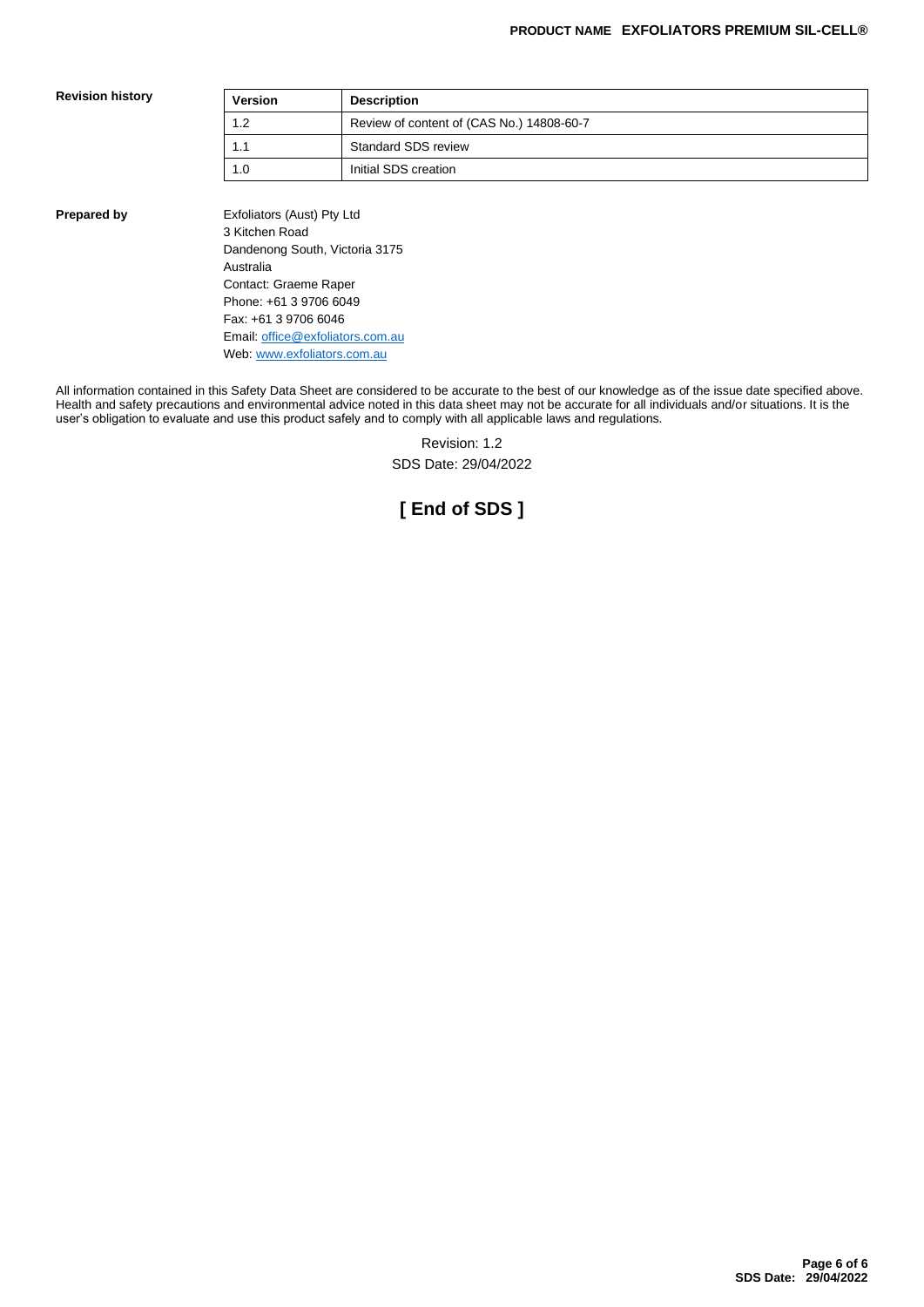**Revision history**

| Version | Description |
| --- | --- |
| 1.2 | Review of content of (CAS No.) 14808-60-7 |
| 1.1 | Standard SDS review |
| 1.0 | Initial SDS creation |

**Prepared by**

Exfoliators (Aust) Pty Ltd
3 Kitchen Road
Dandenong South, Victoria 3175
Australia
Contact: Graeme Raper
Phone: +61 3 9706 6049
Fax: +61 3 9706 6046
Email: office@exfoliators.com.au
Web: www.exfoliators.com.au

All information contained in this Safety Data Sheet are considered to be accurate to the best of our knowledge as of the issue date specified above. Health and safety precautions and environmental advice noted in this data sheet may not be accurate for all individuals and/or situations. It is the user's obligation to evaluate and use this product safely and to comply with all applicable laws and regulations.

Revision: 1.2

SDS Date: 29/04/2022

## [ End of SDS ]